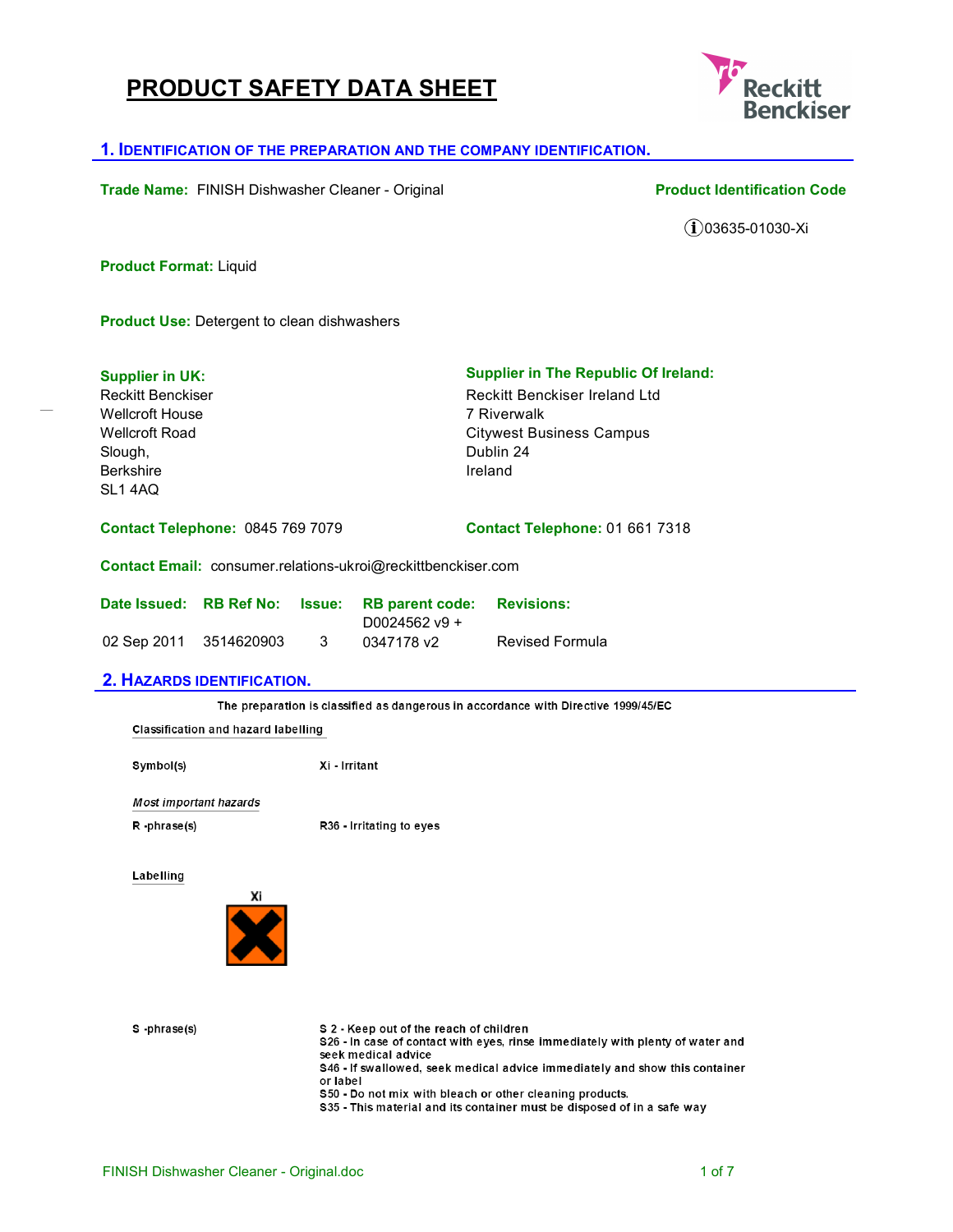# PRODUCT SAFETY DATA SHEET

## 1. IDENTIFICATION OF THE PREPARATION AND THE COMPANY IDENTIFICATION.

**Trade Name:** FINISH Dishwasher Cleaner - Original

**Product Identification Code**

ⓘ03635-01030-Xi

**Product Format:** Liquid

**Product Use:** Detergent to clean dishwashers

**Supplier in UK:**
Reckitt Benckiser
Wellcroft House
Wellcroft Road
Slough,
Berkshire
SL1 4AQ

**Contact Telephone:** 0845 769 7079

**Supplier in The Republic Of Ireland:**
Reckitt Benckiser Ireland Ltd
7 Riverwalk
Citywest Business Campus
Dublin 24
Ireland

**Contact Telephone:** 01 661 7318

**Contact Email:** consumer.relations-ukroi@reckittbenckiser.com

| Date Issued: | RB Ref No: | Issue: | RB parent code: | Revisions: |
|---|---|---|---|---|
| 02 Sep 2011 | 3514620903 | 3 | D0024562 v9 + 0347178 v2 | Revised Formula |

## 2. HAZARDS IDENTIFICATION.

The preparation is classified as dangerous in accordance with Directive 1999/45/EC

Classification and hazard labelling

| | |
|---|---|
| Symbol(s) | Xi - Irritant |

*Most important hazards*

| | |
|---|---|
| R -phrase(s) | R36 - Irritating to eyes |

Labelling

Xi

S -phrase(s)

S 2 - Keep out of the reach of children
S26 - In case of contact with eyes, rinse immediately with plenty of water and seek medical advice
S46 - If swallowed, seek medical advice immediately and show this container or label
S50 - Do not mix with bleach or other cleaning products.
S35 - This material and its container must be disposed of in a safe way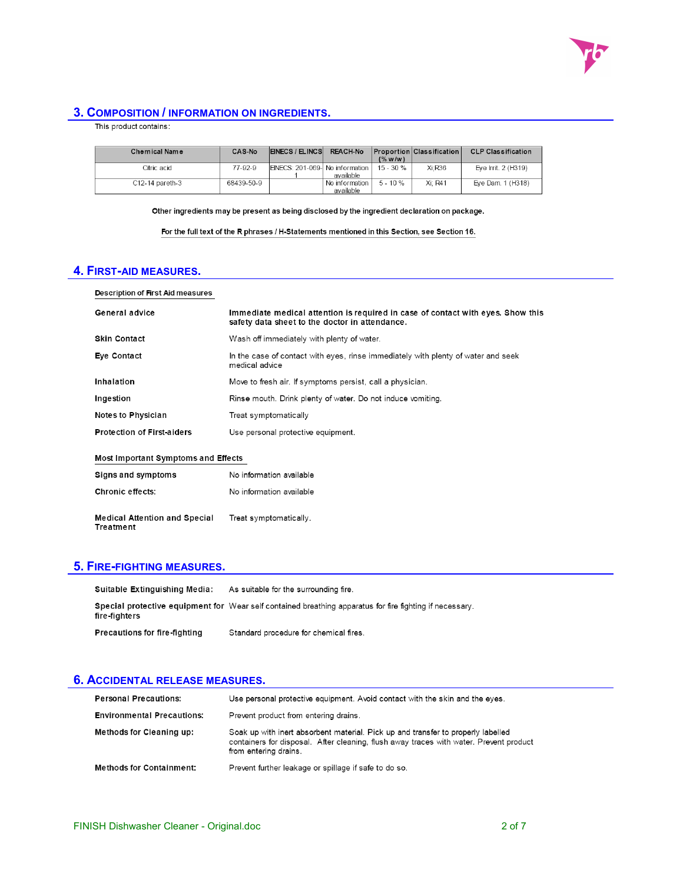## 3. COMPOSITION / INFORMATION ON INGREDIENTS.

This product contains:

| Chemical Name | CAS-No | EINECS / ELINCS | REACH-No | Proportion (% w/w) | Classification | CLP Classification |
|---|---|---|---|---|---|---|
| Citric acid | 77-92-9 | EINECS: 201-069-1 | No information available | 15 - 30 % | Xi;R36 | Eye Irrit. 2 (H319) |
| C12-14 pareth-3 | 68439-50-9 | | No information available | 5 - 10 % | Xi; R41 | Eye Dam. 1 (H318) |

**Other ingredients may be present as being disclosed by the ingredient declaration on package.**

**For the full text of the R phrases / H-Statements mentioned in this Section, see Section 16.**

## 4. FIRST-AID MEASURES.

**Description of First Aid measures**

**General advice**: **Immediate medical attention is required in case of contact with eyes. Show this safety data sheet to the doctor in attendance.**

**Skin Contact**: Wash off immediately with plenty of water.

**Eye Contact**: In the case of contact with eyes, rinse immediately with plenty of water and seek medical advice

**Inhalation**: Move to fresh air. If symptoms persist, call a physician.

**Ingestion**: Rinse mouth. Drink plenty of water. Do not induce vomiting.

**Notes to Physician**: Treat symptomatically

**Protection of First-aiders**: Use personal protective equipment.

**Most Important Symptoms and Effects**

**Signs and symptoms**: No information available

**Chronic effects:**: No information available

**Medical Attention and Special Treatment**: Treat symptomatically.

## 5. FIRE-FIGHTING MEASURES.

**Suitable Extinguishing Media:**: As suitable for the surrounding fire.

**Special protective equipment for fire-fighters**: Wear self contained breathing apparatus for fire fighting if necessary.

**Precautions for fire-fighting**: Standard procedure for chemical fires.

## 6. ACCIDENTAL RELEASE MEASURES.

**Personal Precautions:**: Use personal protective equipment. Avoid contact with the skin and the eyes.

**Environmental Precautions:**: Prevent product from entering drains.

**Methods for Cleaning up:**: Soak up with inert absorbent material. Pick up and transfer to properly labelled containers for disposal. After cleaning, flush away traces with water. Prevent product from entering drains.

**Methods for Containment:**: Prevent further leakage or spillage if safe to do so.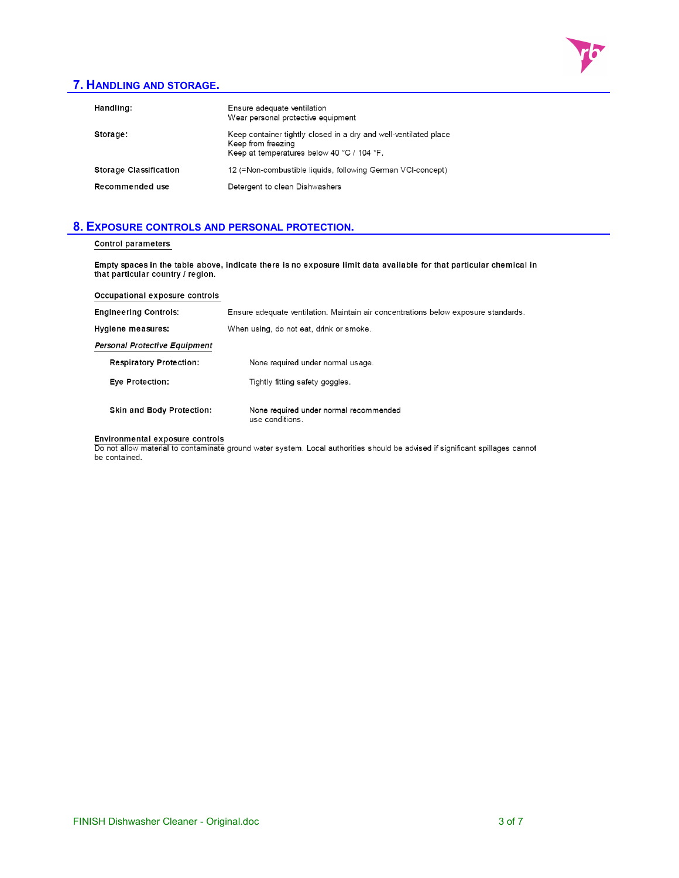## 7. Handling and storage.

| | |
|---|---|
| **Handling:** | Ensure adequate ventilation<br>Wear personal protective equipment |
| **Storage:** | Keep container tightly closed in a dry and well-ventilated place<br>Keep from freezing<br>Keep at temperatures below 40 °C / 104 °F. |
| **Storage Classification** | 12 (=Non-combustible liquids, following German VCI-concept) |
| **Recommended use** | Detergent to clean Dishwashers |

## 8. Exposure controls and personal protection.

**Control parameters**

**Empty spaces in the table above, indicate there is no exposure limit data available for that particular chemical in that particular country / region.**

**Occupational exposure controls**

**Engineering Controls:** Ensure adequate ventilation. Maintain air concentrations below exposure standards.

**Hygiene measures:** When using, do not eat, drink or smoke.

***Personal Protective Equipment***

- **Respiratory Protection:** None required under normal usage.
- **Eye Protection:** Tightly fitting safety goggles.
- **Skin and Body Protection:** None required under normal recommended use conditions.

**Environmental exposure controls**

Do not allow material to contaminate ground water system. Local authorities should be advised if significant spillages cannot be contained.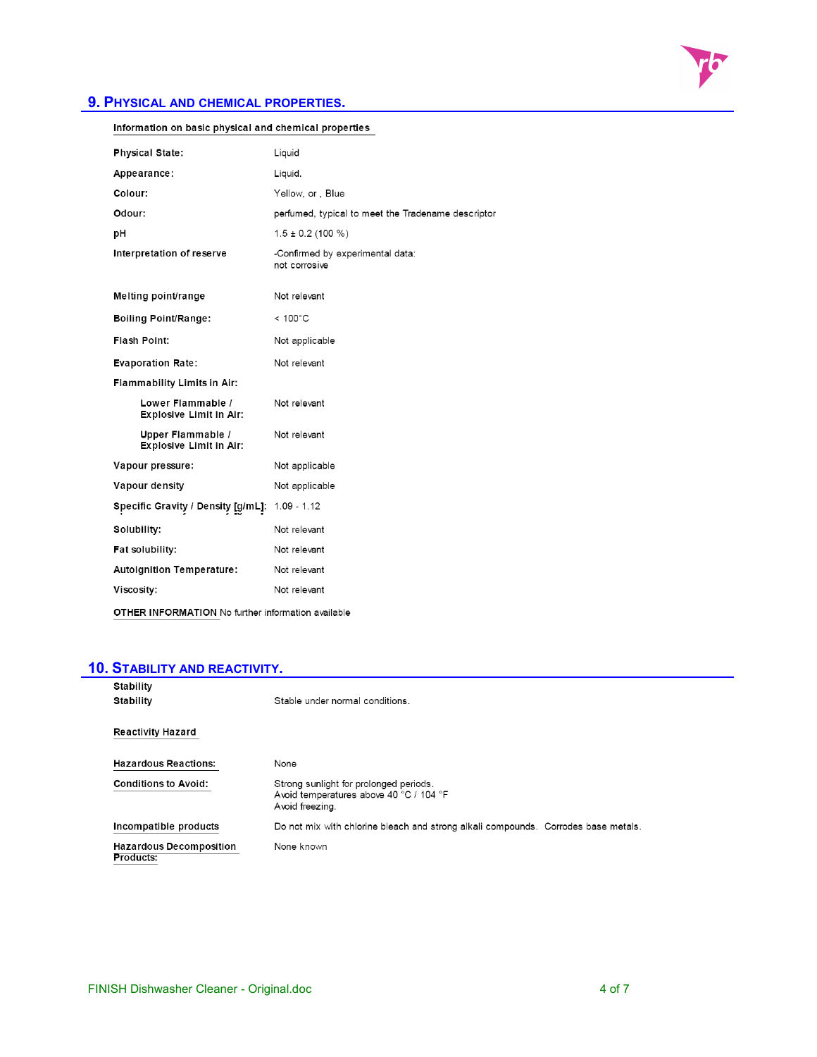## 9. PHYSICAL AND CHEMICAL PROPERTIES.

**Information on basic physical and chemical properties**

| | |
|---|---|
| **Physical State:** | Liquid |
| **Appearance:** | Liquid. |
| **Colour:** | Yellow, or , Blue |
| **Odour:** | perfumed, typical to meet the Tradename descriptor |
| **pH** | 1.5 ± 0.2 (100 %) |
| **Interpretation of reserve** | -Confirmed by experimental data: not corrosive |
| **Melting point/range** | Not relevant |
| **Boiling Point/Range:** | < 100°C |
| **Flash Point:** | Not applicable |
| **Evaporation Rate:** | Not relevant |
| **Flammability Limits in Air:** | |
| **Lower Flammable / Explosive Limit in Air:** | Not relevant |
| **Upper Flammable / Explosive Limit in Air:** | Not relevant |
| **Vapour pressure:** | Not applicable |
| **Vapour density** | Not applicable |
| **Specific Gravity / Density [g/mL]:** | 1.09 - 1.12 |
| **Solubility:** | Not relevant |
| **Fat solubility:** | Not relevant |
| **Autoignition Temperature:** | Not relevant |
| **Viscosity:** | Not relevant |

**OTHER INFORMATION** No further information available

## 10. STABILITY AND REACTIVITY.

**Stability**

| | |
|---|---|
| **Stability** | Stable under normal conditions. |

**Reactivity Hazard**

| | |
|---|---|
| **Hazardous Reactions:** | None |
| **Conditions to Avoid:** | Strong sunlight for prolonged periods. Avoid temperatures above 40 °C / 104 °F Avoid freezing. |
| **Incompatible products** | Do not mix with chlorine bleach and strong alkali compounds. Corrodes base metals. |
| **Hazardous Decomposition Products:** | None known |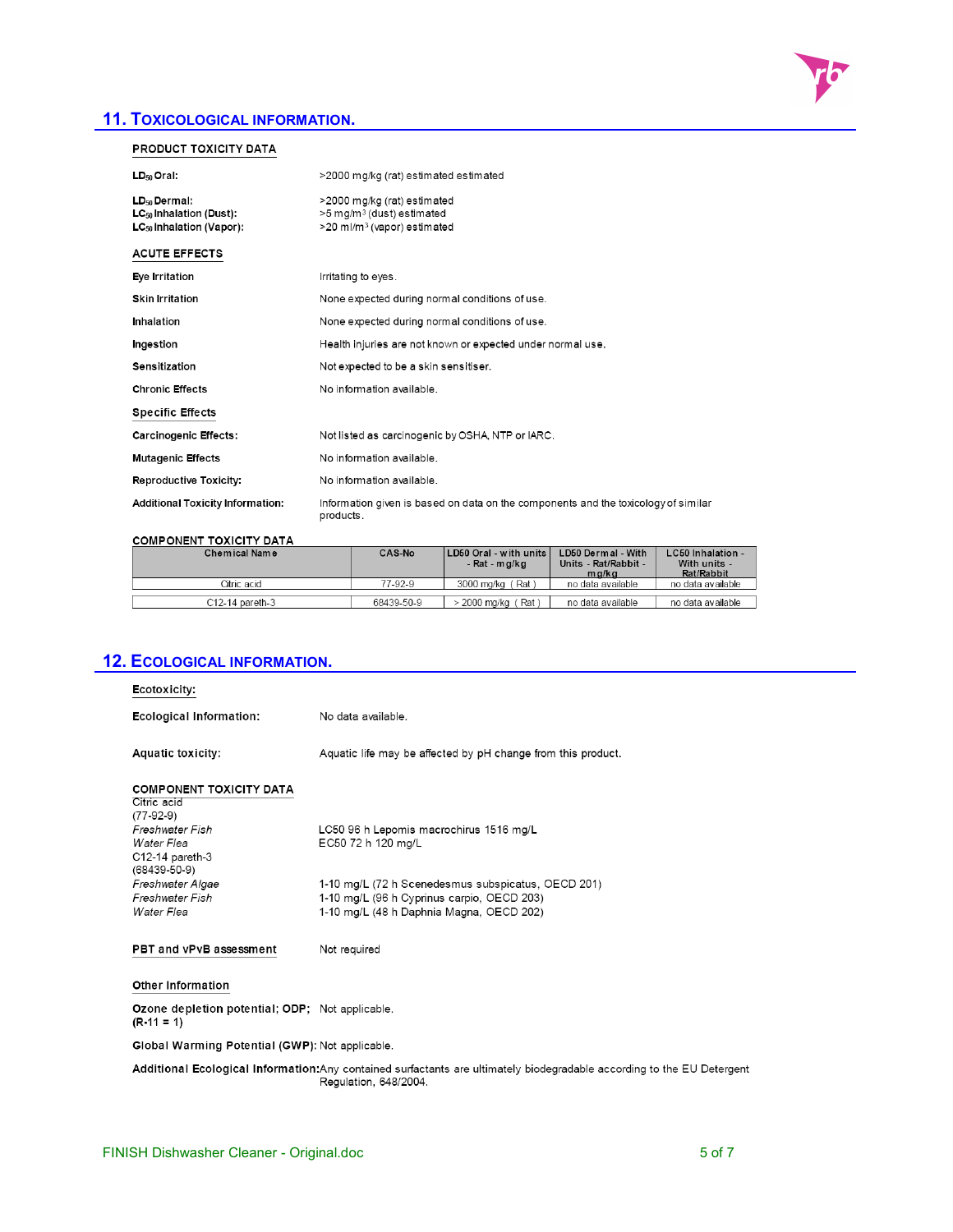## 11. Toxicological information.

**PRODUCT TOXICITY DATA**

**$LD_{50}$ Oral:** >2000 mg/kg (rat) estimated estimated

**$LD_{50}$ Dermal:** >2000 mg/kg (rat) estimated
**$LC_{50}$ Inhalation (Dust):** >5 mg/m$^3$ (dust) estimated
**$LC_{50}$ Inhalation (Vapor):** >20 ml/m$^3$ (vapor) estimated

**ACUTE EFFECTS**

**Eye Irritation** Irritating to eyes.

**Skin Irritation** None expected during normal conditions of use.

**Inhalation** None expected during normal conditions of use.

**Ingestion** Health injuries are not known or expected under normal use.

**Sensitization** Not expected to be a skin sensitiser.

**Chronic Effects** No information available.

**Specific Effects**

**Carcinogenic Effects:** Not listed as carcinogenic by OSHA, NTP or IARC.

**Mutagenic Effects** No information available.

**Reproductive Toxicity:** No information available.

**Additional Toxicity Information:** Information given is based on data on the components and the toxicology of similar products.

**COMPONENT TOXICITY DATA**

| Chemical Name | CAS-No | LD50 Oral - with units - Rat - mg/kg | LD50 Dermal - With Units - Rat/Rabbit - mg/kg | LC50 Inhalation - With units - Rat/Rabbit |
|---|---|---|---|---|
| Citric acid | 77-92-9 | 3000 mg/kg ( Rat ) | no data available | no data available |
| C12-14 pareth-3 | 68439-50-9 | > 2000 mg/kg ( Rat ) | no data available | no data available |

## 12. Ecological information.

**Ecotoxicity:**

**Ecological Information:** No data available.

**Aquatic toxicity:** Aquatic life may be affected by pH change from this product.

**COMPONENT TOXICITY DATA**

Citric acid
(77-92-9)
*Freshwater Fish* LC50 96 h Lepomis macrochirus 1516 mg/L
*Water Flea* EC50 72 h 120 mg/L
C12-14 pareth-3
(68439-50-9)
*Freshwater Algae* 1-10 mg/L (72 h Scenedesmus subspicatus, OECD 201)
*Freshwater Fish* 1-10 mg/L (96 h Cyprinus carpio, OECD 203)
*Water Flea* 1-10 mg/L (48 h Daphnia Magna, OECD 202)

**PBT and vPvB assessment** Not required

**Other Information**

**Ozone depletion potential; ODP; (R-11 = 1)** Not applicable.

**Global Warming Potential (GWP):** Not applicable.

**Additional Ecological Information:** Any contained surfactants are ultimately biodegradable according to the EU Detergent Regulation, 648/2004.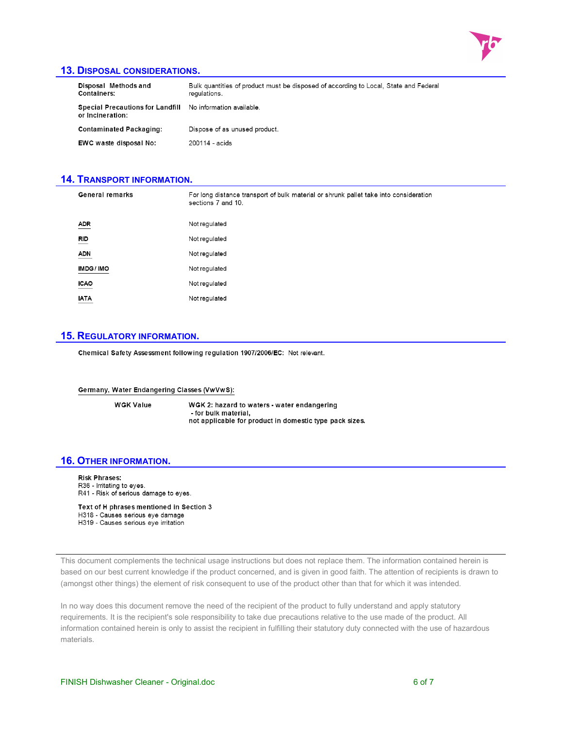## 13. DISPOSAL CONSIDERATIONS.

| | |
|---|---|
| **Disposal Methods and Containers:** | Bulk quantities of product must be disposed of according to Local, State and Federal regulations. |
| **Special Precautions for Landfill or Incineration:** | No information available. |
| **Contaminated Packaging:** | Dispose of as unused product. |
| **EWC waste disposal No:** | 200114 - acids |

## 14. TRANSPORT INFORMATION.

| | |
|---|---|
| **General remarks** | For long distance transport of bulk material or shrunk pallet take into consideration sections 7 and 10. |
| **ADR** | Not regulated |
| **RID** | Not regulated |
| **ADN** | Not regulated |
| **IMDG / IMO** | Not regulated |
| **ICAO** | Not regulated |
| **IATA** | Not regulated |

## 15. REGULATORY INFORMATION.

**Chemical Safety Assessment following regulation 1907/2006/EC:** Not relevant.

**Germany, Water Endangering Classes (VwVwS):**

| | |
|---|---|
| **WGK Value** | **WGK 2: hazard to waters - water endangering - for bulk material, not applicable for product in domestic type pack sizes.** |

## 16. OTHER INFORMATION.

**Risk Phrases:**
R36 - Irritating to eyes.
R41 - Risk of serious damage to eyes.

**Text of H phrases mentioned in Section 3**
H318 - Causes serious eye damage
H319 - Causes serious eye irritation

This document complements the technical usage instructions but does not replace them. The information contained herein is based on our best current knowledge if the product concerned, and is given in good faith. The attention of recipients is drawn to (amongst other things) the element of risk consequent to use of the product other than that for which it was intended.

In no way does this document remove the need of the recipient of the product to fully understand and apply statutory requirements. It is the recipient's sole responsibility to take due precautions relative to the use made of the product. All information contained herein is only to assist the recipient in fulfilling their statutory duty connected with the use of hazardous materials.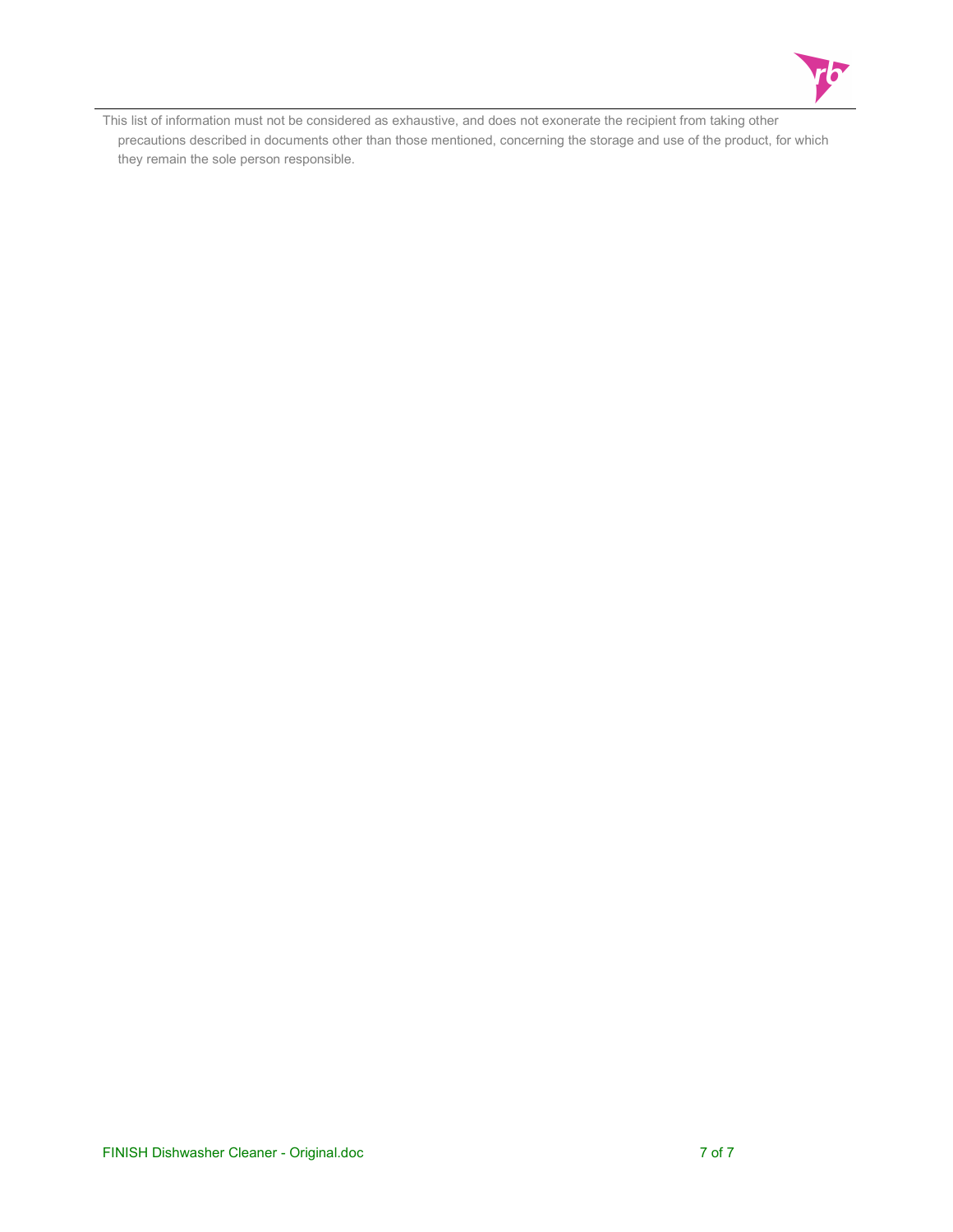This list of information must not be considered as exhaustive, and does not exonerate the recipient from taking other precautions described in documents other than those mentioned, concerning the storage and use of the product, for which they remain the sole person responsible.